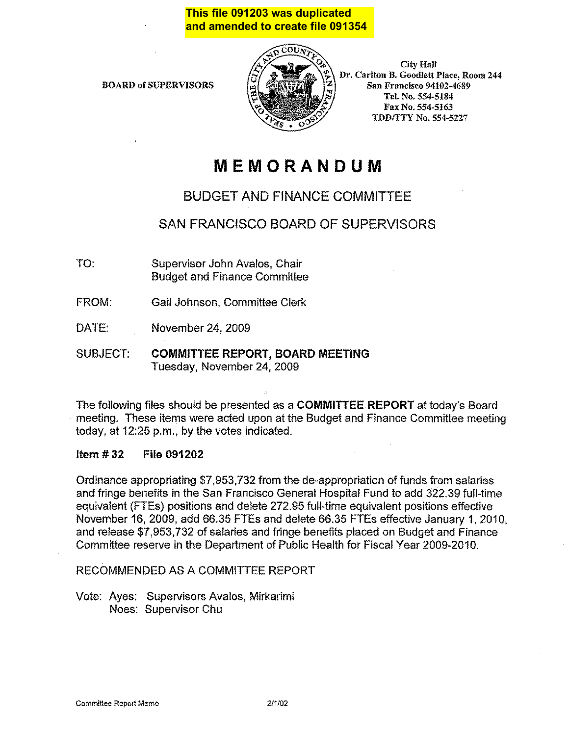**This file 091203 was duplicated and amended to create file 091354**

BOARD of SUPERVISORS

City Hall
Dr. Carlton B. Goodlett Place, Room 244
San Francisco 94102-4689
Tel. No. 554-5184
Fax No. 554-5163
TDD/TTY No. 554-5227

# MEMORANDUM

## BUDGET AND FINANCE COMMITTEE

## SAN FRANCISCO BOARD OF SUPERVISORS

TO: Supervisor John Avalos, Chair
Budget and Finance Committee

FROM: Gail Johnson, Committee Clerk

DATE: November 24, 2009

SUBJECT: **COMMITTEE REPORT, BOARD MEETING**
Tuesday, November 24, 2009

The following files should be presented as a **COMMITTEE REPORT** at today's Board meeting. These items were acted upon at the Budget and Finance Committee meeting today, at 12:25 p.m., by the votes indicated.

**Item # 32 File 091202**

Ordinance appropriating $7,953,732 from the de-appropriation of funds from salaries and fringe benefits in the San Francisco General Hospital Fund to add 322.39 full-time equivalent (FTEs) positions and delete 272.95 full-time equivalent positions effective November 16, 2009, add 66.35 FTEs and delete 66.35 FTEs effective January 1, 2010, and release $7,953,732 of salaries and fringe benefits placed on Budget and Finance Committee reserve in the Department of Public Health for Fiscal Year 2009-2010.

RECOMMENDED AS A COMMITTEE REPORT

Vote: Ayes: Supervisors Avalos, Mirkarimi
Noes: Supervisor Chu

Committee Report Memo 2/1/02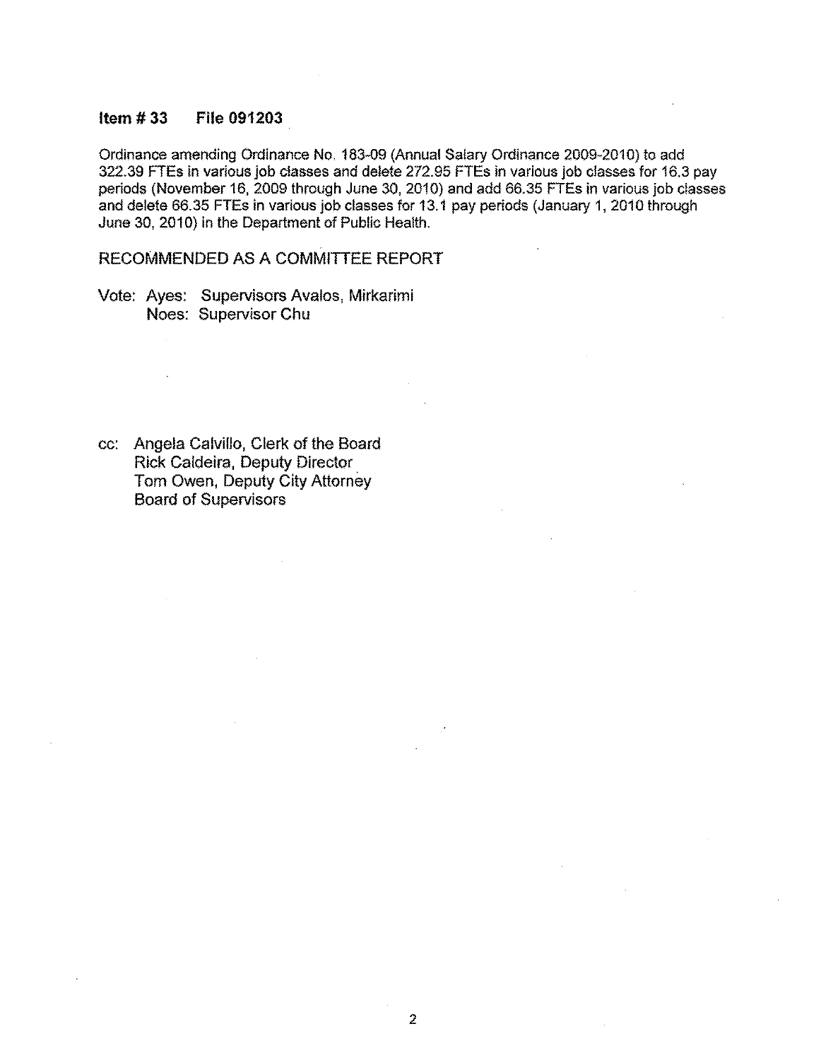**Item # 33 File 091203**

Ordinance amending Ordinance No. 183-09 (Annual Salary Ordinance 2009-2010) to add 322.39 FTEs in various job classes and delete 272.95 FTEs in various job classes for 16.3 pay periods (November 16, 2009 through June 30, 2010) and add 66.35 FTEs in various job classes and delete 66.35 FTEs in various job classes for 13.1 pay periods (January 1, 2010 through June 30, 2010) in the Department of Public Health.

RECOMMENDED AS A COMMITTEE REPORT

Vote: Ayes: Supervisors Avalos, Mirkarimi
Noes: Supervisor Chu

cc: Angela Calvillo, Clerk of the Board
Rick Caldeira, Deputy Director
Tom Owen, Deputy City Attorney
Board of Supervisors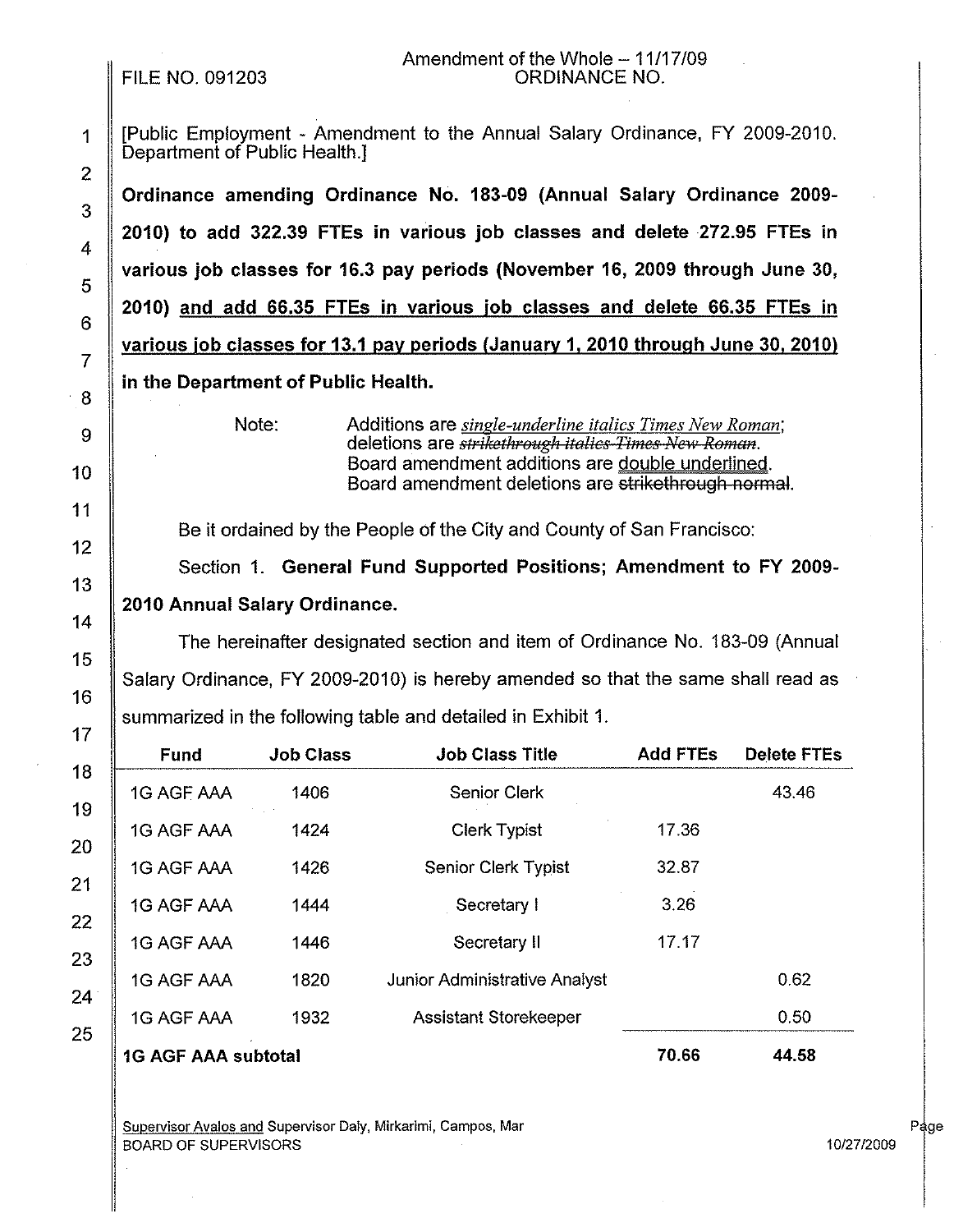FILE NO. 091203

Amendment of the Whole – 11/17/09
ORDINANCE NO.

[Public Employment - Amendment to the Annual Salary Ordinance, FY 2009-2010. Department of Public Health.]

**Ordinance amending Ordinance No. 183-09 (Annual Salary Ordinance 2009-2010) to add 322.39 FTEs in various job classes and delete 272.95 FTEs in various job classes for 16.3 pay periods (November 16, 2009 through June 30, 2010) <u>and add 66.35 FTEs in various job classes and delete 66.35 FTEs in various job classes for 13.1 pay periods (January 1, 2010 through June 30, 2010)</u> in the Department of Public Health.**

Note: Additions are *<u>single-underline italics Times New Roman</u>*; deletions are ~~*strikethrough italics Times New Roman*~~. Board amendment additions are <u>double underlined</u>. Board amendment deletions are ~~strikethrough normal~~.

Be it ordained by the People of the City and County of San Francisco:

Section 1. **General Fund Supported Positions; Amendment to FY 2009-2010 Annual Salary Ordinance.**

The hereinafter designated section and item of Ordinance No. 183-09 (Annual Salary Ordinance, FY 2009-2010) is hereby amended so that the same shall read as summarized in the following table and detailed in Exhibit 1.

| Fund | Job Class | Job Class Title | Add FTEs | Delete FTEs |
|---|---|---|---|---|
| 1G AGF AAA | 1406 | Senior Clerk | | 43.46 |
| 1G AGF AAA | 1424 | Clerk Typist | 17.36 | |
| 1G AGF AAA | 1426 | Senior Clerk Typist | 32.87 | |
| 1G AGF AAA | 1444 | Secretary I | 3.26 | |
| 1G AGF AAA | 1446 | Secretary II | 17.17 | |
| 1G AGF AAA | 1820 | Junior Administrative Analyst | | 0.62 |
| 1G AGF AAA | 1932 | Assistant Storekeeper | | 0.50 |
| **1G AGF AAA subtotal** | | | **70.66** | **44.58** |

<u>Supervisor Avalos and</u> Supervisor Daly, Mirkarimi, Campos, Mar
BOARD OF SUPERVISORS

10/27/2009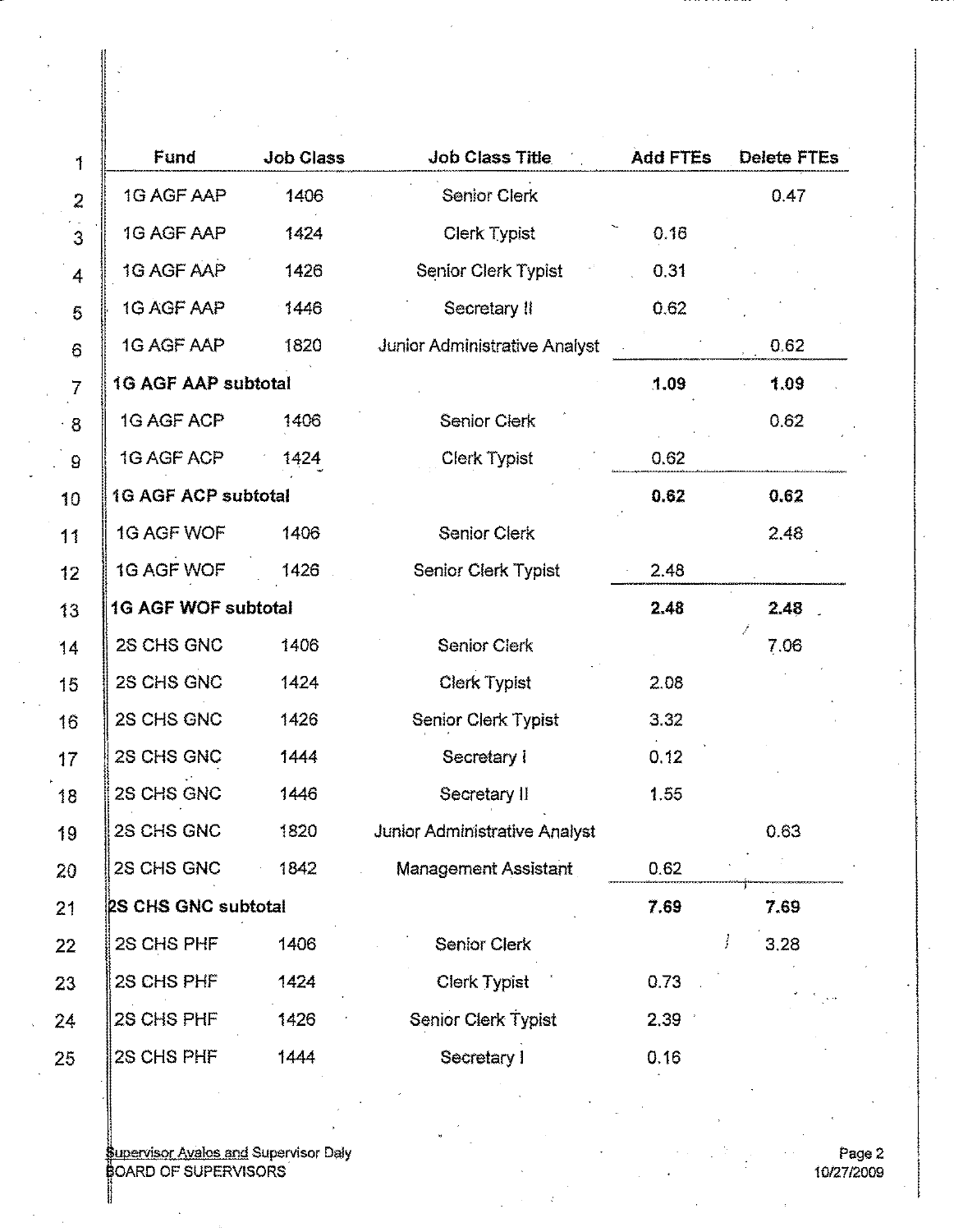| Fund | Job Class | Job Class Title | Add FTEs | Delete FTEs |
|---|---|---|---|---|
| 1G AGF AAP | 1406 | Senior Clerk | | 0.47 |
| 1G AGF AAP | 1424 | Clerk Typist | 0.16 | |
| 1G AGF AAP | 1426 | Senior Clerk Typist | 0.31 | |
| 1G AGF AAP | 1446 | Secretary II | 0.62 | |
| 1G AGF AAP | 1820 | Junior Administrative Analyst | | 0.62 |
| **1G AGF AAP subtotal** | | | **1.09** | **1.09** |
| 1G AGF ACP | 1406 | Senior Clerk | | 0.62 |
| 1G AGF ACP | 1424 | Clerk Typist | 0.62 | |
| **1G AGF ACP subtotal** | | | **0.62** | **0.62** |
| 1G AGF WOF | 1406 | Senior Clerk | | 2.48 |
| 1G AGF WOF | 1426 | Senior Clerk Typist | 2.48 | |
| **1G AGF WOF subtotal** | | | **2.48** | **2.48** |
| 2S CHS GNC | 1406 | Senior Clerk | | 7.06 |
| 2S CHS GNC | 1424 | Clerk Typist | 2.08 | |
| 2S CHS GNC | 1426 | Senior Clerk Typist | 3.32 | |
| 2S CHS GNC | 1444 | Secretary I | 0.12 | |
| 2S CHS GNC | 1446 | Secretary II | 1.55 | |
| 2S CHS GNC | 1820 | Junior Administrative Analyst | | 0.63 |
| 2S CHS GNC | 1842 | Management Assistant | 0.62 | |
| **2S CHS GNC subtotal** | | | **7.69** | **7.69** |
| 2S CHS PHF | 1406 | Senior Clerk | | 3.28 |
| 2S CHS PHF | 1424 | Clerk Typist | 0.73 | |
| 2S CHS PHF | 1426 | Senior Clerk Typist | 2.39 | |
| 2S CHS PHF | 1444 | Secretary I | 0.16 | |

Supervisor Avalos and Supervisor Daly
BOARD OF SUPERVISORS

10/27/2009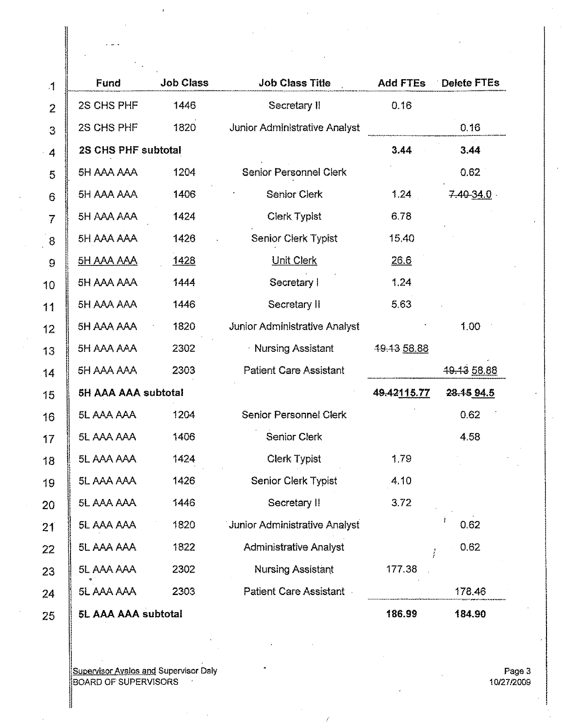| Fund | Job Class | Job Class Title | Add FTEs | Delete FTEs |
|---|---|---|---|---|
| 2S CHS PHF | 1446 | Secretary II | 0.16 | |
| 2S CHS PHF | 1820 | Junior Administrative Analyst | | 0.16 |
| **2S CHS PHF subtotal** | | | **3.44** | **3.44** |
| 5H AAA AAA | 1204 | Senior Personnel Clerk | | 0.62 |
| 5H AAA AAA | 1406 | Senior Clerk | 1.24 | ~~7.40~~ 34.0 |
| 5H AAA AAA | 1424 | Clerk Typist | 6.78 | |
| 5H AAA AAA | 1426 | Senior Clerk Typist | 15.40 | |
| 5H AAA AAA | 1428 | Unit Clerk | 26.6 | |
| 5H AAA AAA | 1444 | Secretary I | 1.24 | |
| 5H AAA AAA | 1446 | Secretary II | 5.63 | |
| 5H AAA AAA | 1820 | Junior Administrative Analyst | | 1.00 |
| 5H AAA AAA | 2302 | Nursing Assistant | ~~49.13~~ 58.88 | |
| 5H AAA AAA | 2303 | Patient Care Assistant | | ~~49.13~~ 58.88 |
| **5H AAA AAA subtotal** | | | **~~49.42~~115.77** | **~~28.15~~ 94.5** |
| 5L AAA AAA | 1204 | Senior Personnel Clerk | | 0.62 |
| 5L AAA AAA | 1406 | Senior Clerk | | 4.58 |
| 5L AAA AAA | 1424 | Clerk Typist | 1.79 | |
| 5L AAA AAA | 1426 | Senior Clerk Typist | 4.10 | |
| 5L AAA AAA | 1446 | Secretary II | 3.72 | |
| 5L AAA AAA | 1820 | Junior Administrative Analyst | | 0.62 |
| 5L AAA AAA | 1822 | Administrative Analyst | | 0.62 |
| 5L AAA AAA | 2302 | Nursing Assistant | 177.38 | |
| 5L AAA AAA | 2303 | Patient Care Assistant | | 178.46 |
| **5L AAA AAA subtotal** | | | **186.99** | **184.90** |

Supervisor Avalos and Supervisor Daly
BOARD OF SUPERVISORS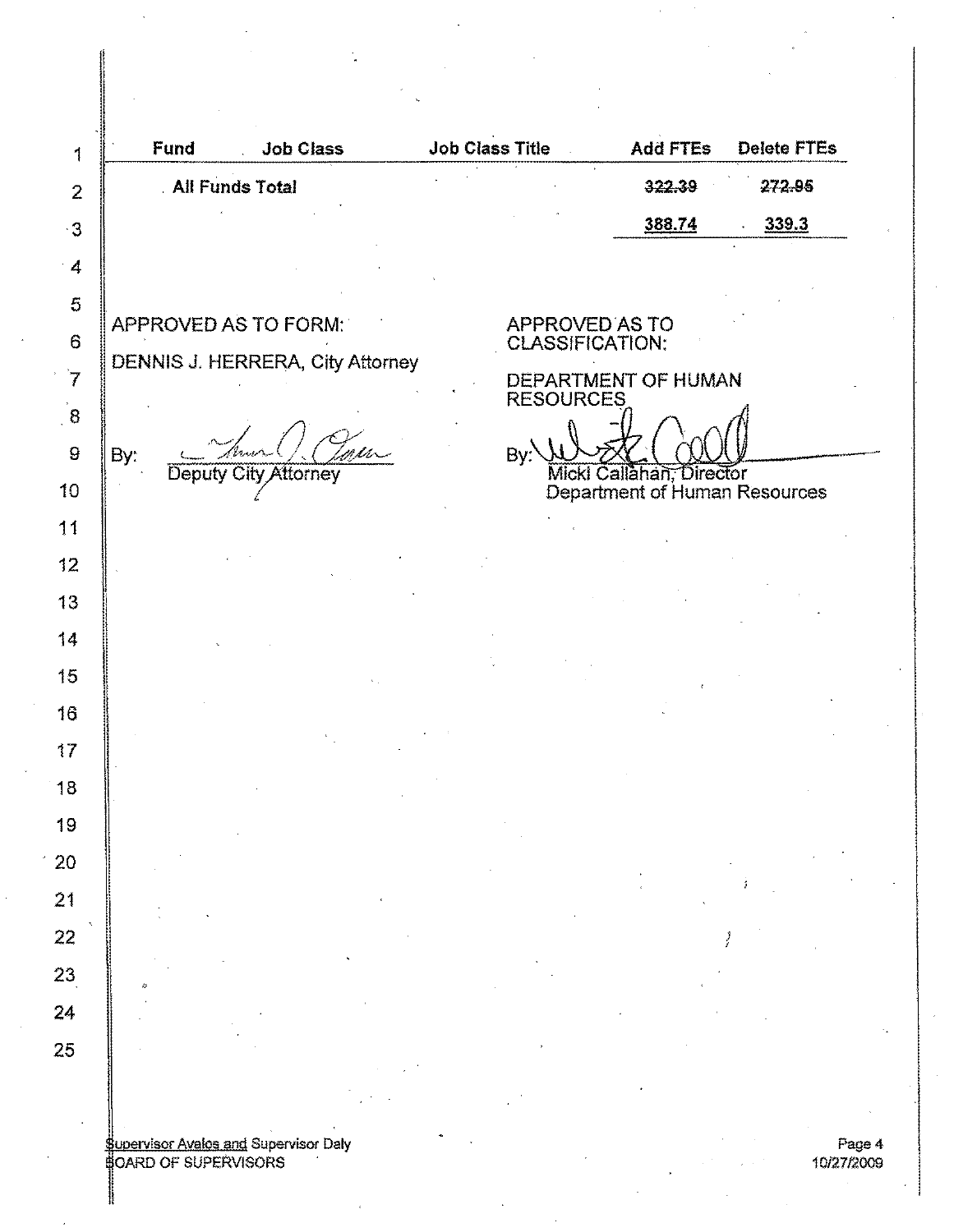| Fund | Job Class | Job Class Title | Add FTEs | Delete FTEs |
|---|---|---|---|---|
| All Funds Total | | | ~~322.39~~ | ~~272.95~~ |
| | | | <u>388.74</u> | <u>339.3</u> |

APPROVED AS TO FORM:

DENNIS J. HERRERA, City Attorney

By: Deputy City Attorney

APPROVED AS TO CLASSIFICATION:

DEPARTMENT OF HUMAN RESOURCES

By: Micki Callahan, Director
Department of Human Resources

Supervisor Avalos and Supervisor Daly
BOARD OF SUPERVISORS

10/27/2009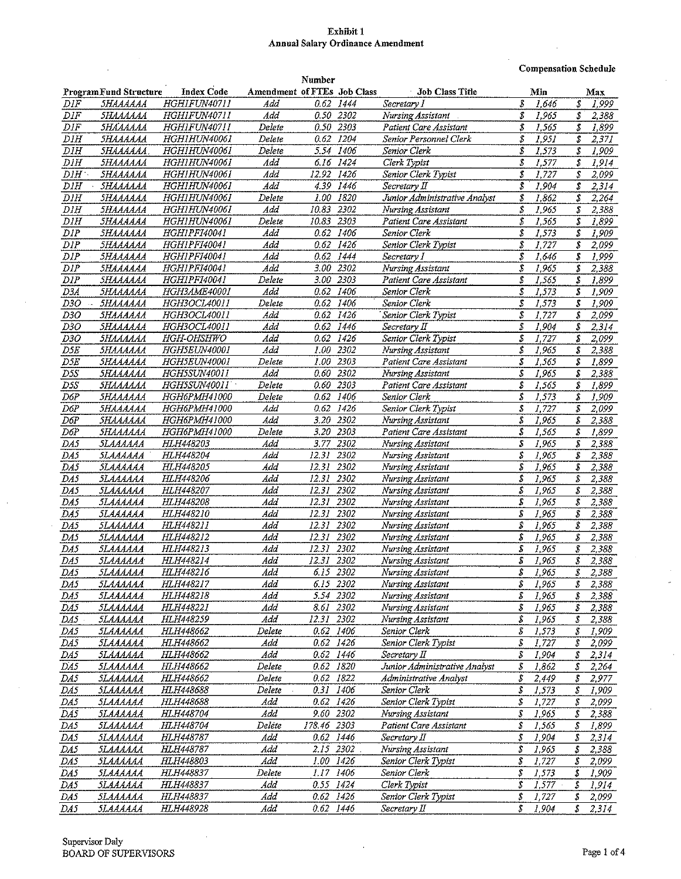**Exhibit 1**
**Annual Salary Ordinance Amendment**

**Compensation Schedule**

| Program | Fund Structure | Index Code | Amendment | Number of FTEs | Job Class | Job Class Title | Min | Max |
|---|---|---|---|---|---|---|---|---|
| D1F | 5HAAAAAA | HGH1FUN40711 | Add | 0.62 | 1444 | Secretary I | $ 1,646 | $ 1,999 |
| D1F | 5HAAAAAA | HGH1FUN40711 | Add | 0.50 | 2302 | Nursing Assistant | $ 1,965 | $ 2,388 |
| D1F | 5HAAAAAA | HGH1FUN40711 | Delete | 0.50 | 2303 | Patient Care Assistant | $ 1,565 | $ 1,899 |
| D1H | 5HAAAAAA | HGH1HUN40061 | Delete | 0.62 | 1204 | Senior Personnel Clerk | $ 1,951 | $ 2,371 |
| D1H | 5HAAAAAA | HGH1HUN40061 | Delete | 5.54 | 1406 | Senior Clerk | $ 1,573 | $ 1,909 |
| D1H | 5HAAAAAA | HGH1HUN40061 | Add | 6.16 | 1424 | Clerk Typist | $ 1,577 | $ 1,914 |
| D1H | 5HAAAAAA | HGH1HUN40061 | Add | 12.92 | 1426 | Senior Clerk Typist | $ 1,727 | $ 2,099 |
| D1H | 5HAAAAAA | HGH1HUN40061 | Add | 4.39 | 1446 | Secretary II | $ 1,904 | $ 2,314 |
| D1H | 5HAAAAAA | HGH1HUN40061 | Delete | 1.00 | 1820 | Junior Administrative Analyst | $ 1,862 | $ 2,264 |
| D1H | 5HAAAAAA | HGH1HUN40061 | Add | 10.83 | 2302 | Nursing Assistant | $ 1,965 | $ 2,388 |
| D1H | 5HAAAAAA | HGH1HUN40061 | Delete | 10.83 | 2303 | Patient Care Assistant | $ 1,565 | $ 1,899 |
| D1P | 5HAAAAAA | HGH1PFI40041 | Add | 0.62 | 1406 | Senior Clerk | $ 1,573 | $ 1,909 |
| D1P | 5HAAAAAA | HGH1PFI40041 | Add | 0.62 | 1426 | Senior Clerk Typist | $ 1,727 | $ 2,099 |
| D1P | 5HAAAAAA | HGH1PFI40041 | Add | 0.62 | 1444 | Secretary I | $ 1,646 | $ 1,999 |
| D1P | 5HAAAAAA | HGH1PFI40041 | Add | 3.00 | 2302 | Nursing Assistant | $ 1,965 | $ 2,388 |
| D1P | 5HAAAAAA | HGH1PFI40041 | Delete | 3.00 | 2303 | Patient Care Assistant | $ 1,565 | $ 1,899 |
| D3A | 5HAAAAAA | HGH3AME40001 | Add | 0.62 | 1406 | Senior Clerk | $ 1,573 | $ 1,909 |
| D3O | 5HAAAAAA | HGH3OCL40011 | Delete | 0.62 | 1406 | Senior Clerk | $ 1,573 | $ 1,909 |
| D3O | 5HAAAAAA | HGH3OCL40011 | Add | 0.62 | 1426 | Senior Clerk Typist | $ 1,727 | $ 2,099 |
| D3O | 5HAAAAAA | HGH3OCL40011 | Add | 0.62 | 1446 | Secretary II | $ 1,904 | $ 2,314 |
| D3O | 5HAAAAAA | HGH-OHSHWO | Add | 0.62 | 1426 | Senior Clerk Typist | $ 1,727 | $ 2,099 |
| D5E | 5HAAAAAA | HGH5EUN40001 | Add | 1.00 | 2302 | Nursing Assistant | $ 1,965 | $ 2,388 |
| D5E | 5HAAAAAA | HGH5EUN40001 | Delete | 1.00 | 2303 | Patient Care Assistant | $ 1,565 | $ 1,899 |
| D5S | 5HAAAAAA | HGH5SUN40011 | Add | 0.60 | 2302 | Nursing Assistant | $ 1,965 | $ 2,388 |
| D5S | 5HAAAAAA | HGH5SUN40011 | Delete | 0.60 | 2303 | Patient Care Assistant | $ 1,565 | $ 1,899 |
| D6P | 5HAAAAAA | HGH6PMH41000 | Delete | 0.62 | 1406 | Senior Clerk | $ 1,573 | $ 1,909 |
| D6P | 5HAAAAAA | HGH6PMH41000 | Add | 0.62 | 1426 | Senior Clerk Typist | $ 1,727 | $ 2,099 |
| D6P | 5HAAAAAA | HGH6PMH41000 | Add | 3.20 | 2302 | Nursing Assistant | $ 1,965 | $ 2,388 |
| D6P | 5HAAAAAA | HGH6PMH41000 | Delete | 3.20 | 2303 | Patient Care Assistant | $ 1,565 | $ 1,899 |
| DA5 | 5LAAAAAA | HLH448203 | Add | 3.77 | 2302 | Nursing Assistant | $ 1,965 | $ 2,388 |
| DA5 | 5LAAAAAA | HLH448204 | Add | 12.31 | 2302 | Nursing Assistant | $ 1,965 | $ 2,388 |
| DA5 | 5LAAAAAA | HLH448205 | Add | 12.31 | 2302 | Nursing Assistant | $ 1,965 | $ 2,388 |
| DA5 | 5LAAAAAA | HLH448206 | Add | 12.31 | 2302 | Nursing Assistant | $ 1,965 | $ 2,388 |
| DA5 | 5LAAAAAA | HLH448207 | Add | 12.31 | 2302 | Nursing Assistant | $ 1,965 | $ 2,388 |
| DA5 | 5LAAAAAA | HLH448208 | Add | 12.31 | 2302 | Nursing Assistant | $ 1,965 | $ 2,388 |
| DA5 | 5LAAAAAA | HLH448210 | Add | 12.31 | 2302 | Nursing Assistant | $ 1,965 | $ 2,388 |
| DA5 | 5LAAAAAA | HLH448211 | Add | 12.31 | 2302 | Nursing Assistant | $ 1,965 | $ 2,388 |
| DA5 | 5LAAAAAA | HLH448212 | Add | 12.31 | 2302 | Nursing Assistant | $ 1,965 | $ 2,388 |
| DA5 | 5LAAAAAA | HLH448213 | Add | 12.31 | 2302 | Nursing Assistant | $ 1,965 | $ 2,388 |
| DA5 | 5LAAAAAA | HLH448214 | Add | 12.31 | 2302 | Nursing Assistant | $ 1,965 | $ 2,388 |
| DA5 | 5LAAAAAA | HLH448216 | Add | 6.15 | 2302 | Nursing Assistant | $ 1,965 | $ 2,388 |
| DA5 | 5LAAAAAA | HLH448217 | Add | 6.15 | 2302 | Nursing Assistant | $ 1,965 | $ 2,388 |
| DA5 | 5LAAAAAA | HLH448218 | Add | 5.54 | 2302 | Nursing Assistant | $ 1,965 | $ 2,388 |
| DA5 | 5LAAAAAA | HLH448221 | Add | 8.61 | 2302 | Nursing Assistant | $ 1,965 | $ 2,388 |
| DA5 | 5LAAAAAA | HLH448259 | Add | 12.31 | 2302 | Nursing Assistant | $ 1,965 | $ 2,388 |
| DA5 | 5LAAAAAA | HLH448662 | Delete | 0.62 | 1406 | Senior Clerk | $ 1,573 | $ 1,909 |
| DA5 | 5LAAAAAA | HLH448662 | Add | 0.62 | 1426 | Senior Clerk Typist | $ 1,727 | $ 2,099 |
| DA5 | 5LAAAAAA | HLH448662 | Add | 0.62 | 1446 | Secretary II | $ 1,904 | $ 2,314 |
| DA5 | 5LAAAAAA | HLH448662 | Delete | 0.62 | 1820 | Junior Administrative Analyst | $ 1,862 | $ 2,264 |
| DA5 | 5LAAAAAA | HLH448662 | Delete | 0.62 | 1822 | Administrative Analyst | $ 2,449 | $ 2,977 |
| DA5 | 5LAAAAAA | HLH448688 | Delete | 0.31 | 1406 | Senior Clerk | $ 1,573 | $ 1,909 |
| DA5 | 5LAAAAAA | HLH448688 | Add | 0.62 | 1426 | Senior Clerk Typist | $ 1,727 | $ 2,099 |
| DA5 | 5LAAAAAA | HLH448704 | Add | 9.60 | 2302 | Nursing Assistant | $ 1,965 | $ 2,388 |
| DA5 | 5LAAAAAA | HLH448704 | Delete | 178.46 | 2303 | Patient Care Assistant | $ 1,565 | $ 1,899 |
| DA5 | 5LAAAAAA | HLH448787 | Add | 0.62 | 1446 | Secretary II | $ 1,904 | $ 2,314 |
| DA5 | 5LAAAAAA | HLH448787 | Add | 2.15 | 2302 | Nursing Assistant | $ 1,965 | $ 2,388 |
| DA5 | 5LAAAAAA | HLH448803 | Add | 1.00 | 1426 | Senior Clerk Typist | $ 1,727 | $ 2,099 |
| DA5 | 5LAAAAAA | HLH448837 | Delete | 1.17 | 1406 | Senior Clerk | $ 1,573 | $ 1,909 |
| DA5 | 5LAAAAAA | HLH448837 | Add | 0.55 | 1424 | Clerk Typist | $ 1,577 | $ 1,914 |
| DA5 | 5LAAAAAA | HLH448837 | Add | 0.62 | 1426 | Senior Clerk Typist | $ 1,727 | $ 2,099 |
| DA5 | 5LAAAAAA | HLH448928 | Add | 0.62 | 1446 | Secretary II | $ 1,904 | $ 2,314 |

Supervisor Daly
BOARD OF SUPERVISORS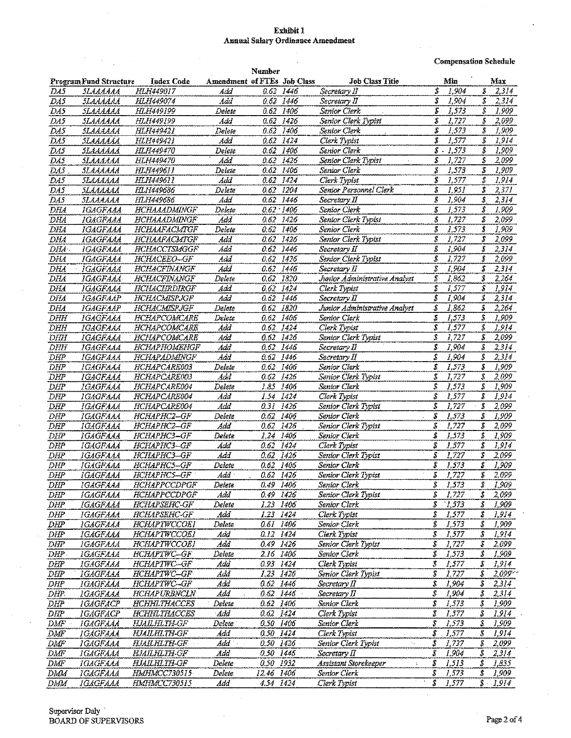**Exhibit 1**
**Annual Salary Ordinance Amendment**

| Program | Fund Structure | Index Code | Amendment | Number of FTEs | Job Class | Job Class Title | Compensation Schedule Min | Compensation Schedule Max |
|---|---|---|---|---|---|---|---|---|
| DA5 | 5LAAAAAA | HLH449017 | Add | 0.62 | 1446 | Secretary II | $ 1,904 | $ 2,314 |
| DA5 | 5LAAAAAA | HLH449074 | Add | 0.62 | 1446 | Secretary II | $ 1,904 | $ 2,314 |
| DA5 | 5LAAAAAA | HLH449199 | Delete | 0.62 | 1406 | Senior Clerk | $ 1,573 | $ 1,909 |
| DA5 | 5LAAAAAA | HLH449199 | Add | 0.62 | 1426 | Senior Clerk Typist | $ 1,727 | $ 2,099 |
| DA5 | 5LAAAAAA | HLH449421 | Delete | 0.62 | 1406 | Senior Clerk | $ 1,573 | $ 1,909 |
| DA5 | 5LAAAAAA | HLH449421 | Add | 0.62 | 1424 | Clerk Typist | $ 1,577 | $ 1,914 |
| DA5 | 5LAAAAAA | HLH449470 | Delete | 0.62 | 1406 | Senior Clerk | $ 1,573 | $ 1,909 |
| DA5 | 5LAAAAAA | HLH449470 | Add | 0.62 | 1426 | Senior Clerk Typist | $ 1,727 | $ 2,099 |
| DA5 | 5LAAAAAA | HLH449611 | Delete | 0.62 | 1406 | Senior Clerk | $ 1,573 | $ 1,909 |
| DA5 | 5LAAAAAA | HLH449611 | Add | 0.62 | 1424 | Clerk Typist | $ 1,577 | $ 1,914 |
| DA5 | 5LAAAAAA | HLH449686 | Delete | 0.62 | 1204 | Senior Personnel Clerk | $ 1,951 | $ 2,371 |
| DA5 | 5LAAAAAA | HLH449686 | Add | 0.62 | 1446 | Secretary II | $ 1,904 | $ 2,314 |
| DHA | 1GAGFAAA | HCHAAADMINGF | Delete | 0.62 | 1406 | Senior Clerk | $ 1,573 | $ 1,909 |
| DHA | 1GAGFAAA | HCHAAADMINGF | Add | 0.62 | 1426 | Senior Clerk Typist | $ 1,727 | $ 2,099 |
| DHA | 1GAGFAAA | HCHAAFACMTGF | Delete | 0.62 | 1406 | Senior Clerk | $ 1,573 | $ 1,909 |
| DHA | 1GAGFAAA | HCHAAFACMTGF | Add | 0.62 | 1426 | Senior Clerk Typist | $ 1,727 | $ 2,099 |
| DHA | 1GAGFAAA | HCHACCTSMGGF | Add | 0.62 | 1446 | Secretary II | $ 1,904 | $ 2,314 |
| DHA | 1GAGFAAA | HCHACEEO--GF | Add | 0.62 | 1426 | Senior Clerk Typist | $ 1,727 | $ 2,099 |
| DHA | 1GAGFAAA | HCHACFINANGF | Add | 0.62 | 1446 | Secretary II | $ 1,904 | $ 2,314 |
| DHA | 1GAGFAAA | HCHACFINANGF | Delete | 0.62 | 1820 | Junior Administrative Analyst | $ 1,862 | $ 2,264 |
| DHA | 1GAGFAAA | HCHACHRDIRGF | Add | 0.62 | 1424 | Clerk Typist | $ 1,577 | $ 1,914 |
| DHA | 1GAGFAAP | HCHACMISPJGF | Add | 0.62 | 1446 | Secretary II | $ 1,904 | $ 2,314 |
| DHA | 1GAGFAAP | HCHACMISPJGF | Delete | 0.62 | 1820 | Junior Administrative Analyst | $ 1,862 | $ 2,264 |
| DHH | 1GAGFAAA | HCHAPCOMCARE | Delete | 0.62 | 1406 | Senior Clerk | $ 1,573 | $ 1,909 |
| DHH | 1GAGFAAA | HCHAPCOMCARE | Add | 0.62 | 1424 | Clerk Typist | $ 1,577 | $ 1,914 |
| DHH | 1GAGFAAA | HCHAPCOMCARE | Add | 0.62 | 1426 | Senior Clerk Typist | $ 1,727 | $ 2,099 |
| DHH | 1GAGFAAA | HCHAPHOMEHGF | Add | 0.62 | 1446 | Secretary II | $ 1,904 | $ 2,314 |
| DHP | 1GAGFAAA | HCHAPADMINGF | Add | 0.62 | 1446 | Secretary II | $ 1,904 | $ 2,314 |
| DHP | 1GAGFAAA | HCHAPCARE003 | Delete | 0.62 | 1406 | Senior Clerk | $ 1,573 | $ 1,909 |
| DHP | 1GAGFAAA | HCHAPCARE003 | Add | 0.62 | 1426 | Senior Clerk Typist | $ 1,727 | $ 2,099 |
| DHP | 1GAGFAAA | HCHAPCARE004 | Delete | 1.85 | 1406 | Senior Clerk | $ 1,573 | $ 1,909 |
| DHP | 1GAGFAAA | HCHAPCARE004 | Add | 1.54 | 1424 | Clerk Typist | $ 1,577 | $ 1,914 |
| DHP | 1GAGFAAA | HCHAPCARE004 | Add | 0.31 | 1426 | Senior Clerk Typist | $ 1,727 | $ 2,099 |
| DHP | 1GAGFAAA | HCHAPHC2--GF | Delete | 0.62 | 1406 | Senior Clerk | $ 1,573 | $ 1,909 |
| DHP | 1GAGFAAA | HCHAPHC2--GF | Add | 0.62 | 1426 | Senior Clerk Typist | $ 1,727 | $ 2,099 |
| DHP | 1GAGFAAA | HCHAPHC3--GF | Delete | 1.24 | 1406 | Senior Clerk | $ 1,573 | $ 1,909 |
| DHP | 1GAGFAAA | HCHAPHC3--GF | Add | 0.62 | 1424 | Clerk Typist | $ 1,577 | $ 1,914 |
| DHP | 1GAGFAAA | HCHAPHC3--GF | Add | 0.62 | 1426 | Senior Clerk Typist | $ 1,727 | $ 2,099 |
| DHP | 1GAGFAAA | HCHAPHC5--GF | Delete | 0.62 | 1406 | Senior Clerk | $ 1,573 | $ 1,909 |
| DHP | 1GAGFAAA | HCHAPHC5--GF | Add | 0.62 | 1426 | Senior Clerk Typist | $ 1,727 | $ 2,099 |
| DHP | 1GAGFAAA | HCHAPPCCDPGF | Delete | 0.49 | 1406 | Senior Clerk | $ 1,573 | $ 1,909 |
| DHP | 1GAGFAAA | HCHAPPCCDPGF | Add | 0.49 | 1426 | Senior Clerk Typist | $ 1,727 | $ 2,099 |
| DHP | 1GAGFAAA | HCHAPSEHC-GF | Delete | 1.23 | 1406 | Senior Clerk | $ 1,573 | $ 1,909 |
| DHP | 1GAGFAAA | HCHAPSEHC-GF | Add | 1.23 | 1424 | Clerk Typist | $ 1,577 | $ 1,914 |
| DHP | 1GAGFAAA | HCHAPTWCCOE1 | Delete | 0.61 | 1406 | Senior Clerk | $ 1,573 | $ 1,909 |
| DHP | 1GAGFAAA | HCHAPTWCCOE1 | Add | 0.12 | 1424 | Clerk Typist | $ 1,577 | $ 1,914 |
| DHP | 1GAGFAAA | HCHAPTWCCOE1 | Add | 0.49 | 1426 | Senior Clerk Typist | $ 1,727 | $ 2,099 |
| DHP | 1GAGFAAA | HCHAPTWC--GF | Delete | 2.16 | 1406 | Senior Clerk | $ 1,573 | $ 1,909 |
| DHP | 1GAGFAAA | HCHAPTWC--GF | Add | 0.93 | 1424 | Clerk Typist | $ 1,577 | $ 1,914 |
| DHP | 1GAGFAAA | HCHAPTWC--GF | Add | 1.23 | 1426 | Senior Clerk Typist | $ 1,727 | $ 2,099 |
| DHP | 1GAGFAAA | HCHAPTWC--GF | Add | 0.62 | 1446 | Secretary II | $ 1,904 | $ 2,314 |
| DHP | 1GAGFAAA | HCHAPURBNCLN | Add | 0.62 | 1446 | Secretary II | $ 1,904 | $ 2,314 |
| DHP | 1GAGFACP | HCHHLTHACCES | Delete | 0.62 | 1406 | Senior Clerk | $ 1,573 | $ 1,909 |
| DHP | 1GAGFACP | HCHHLTHACCES | Add | 0.62 | 1424 | Clerk Typist | $ 1,577 | $ 1,914 |
| DMF | 1GAGFAAA | HJAILHLTH-GF | Delete | 0.50 | 1406 | Senior Clerk | $ 1,573 | $ 1,909 |
| DMF | 1GAGFAAA | HJAILHLTH-GF | Add | 0.50 | 1424 | Clerk Typist | $ 1,577 | $ 1,914 |
| DMF | 1GAGFAAA | HJAILHLTH-GF | Add | 0.50 | 1426 | Senior Clerk Typist | $ 1,727 | $ 2,099 |
| DMF | 1GAGFAAA | HJAILHLTH-GF | Add | 0.50 | 1446 | Secretary II | $ 1,904 | $ 2,314 |
| DMF | 1GAGFAAA | HJAILHLTH-GF | Delete | 0.50 | 1932 | Assistant Storekeeper | $ 1,513 | $ 1,835 |
| DMM | 1GAGFAAA | HMHMCC730515 | Delete | 12.46 | 1406 | Senior Clerk | $ 1,573 | $ 1,909 |
| DMM | 1GAGFAAA | HMHMCC730515 | Add | 4.54 | 1424 | Clerk Typist | $ 1,577 | $ 1,914 |

Supervisor Daly
BOARD OF SUPERVISORS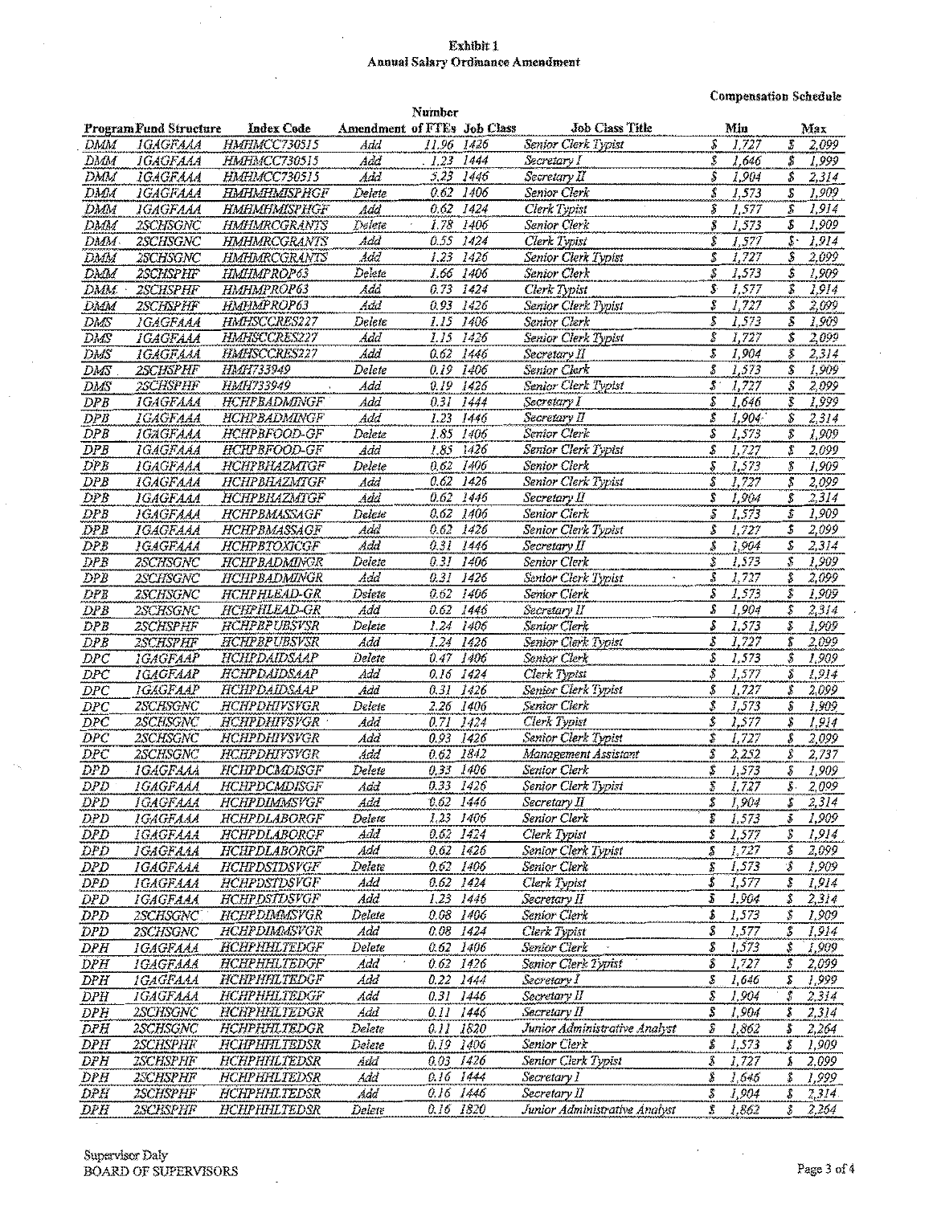**Exhibit 1**
**Annual Salary Ordinance Amendment**

**Compensation Schedule**

| Program | Fund Structure | Index Code | Amendment | Number of FTEs | Job Class | Job Class Title | Min | Max |
|---|---|---|---|---|---|---|---|---|
| DMM | 1GAGFAAA | HMHMCC730515 | Add | 11.96 | 1426 | Senior Clerk Typist | $ 1,727 | $ 2,099 |
| DMM | 1GAGFAAA | HMHMCC730515 | Add | 1.23 | 1444 | Secretary I | $ 1,646 | $ 1,999 |
| DMM | 1GAGFAAA | HMHMCC730515 | Add | 5.23 | 1446 | Secretary II | $ 1,904 | $ 2,314 |
| DMM | 1GAGFAAA | HMHMHMISPHGF | Delete | 0.62 | 1406 | Senior Clerk | $ 1,573 | $ 1,909 |
| DMM | 1GAGFAAA | HMHMHMISPHGF | Add | 0.62 | 1424 | Clerk Typist | $ 1,577 | $ 1,914 |
| DMM | 2SCHSGNC | HMHMRCGRANTS | Delete | 1.78 | 1406 | Senior Clerk | $ 1,573 | $ 1,909 |
| DMM | 2SCHSGNC | HMHMRCGRANTS | Add | 0.55 | 1424 | Clerk Typist | $ 1,577 | $ 1,914 |
| DMM | 2SCHSGNC | HMHMRCGRANTS | Add | 1.23 | 1426 | Senior Clerk Typist | $ 1,727 | $ 2,099 |
| DMM | 2SCHSPHF | HMHMPROP63 | Delete | 1.66 | 1406 | Senior Clerk | $ 1,573 | $ 1,909 |
| DMM | 2SCHSPHF | HMHMPROP63 | Add | 0.73 | 1424 | Clerk Typist | $ 1,577 | $ 1,914 |
| DMM | 2SCHSPHF | HMHMPROP63 | Add | 0.93 | 1426 | Senior Clerk Typist | $ 1,727 | $ 2,099 |
| DMS | 1GAGFAAA | HMHSCCRES227 | Delete | 1.15 | 1406 | Senior Clerk | $ 1,573 | $ 1,909 |
| DMS | 1GAGFAAA | HMHSCCRES227 | Add | 1.15 | 1426 | Senior Clerk Typist | $ 1,727 | $ 2,099 |
| DMS | 1GAGFAAA | HMHSCCRES227 | Add | 0.62 | 1446 | Secretary II | $ 1,904 | $ 2,314 |
| DMS | 2SCHSPHF | HMH733949 | Delete | 0.19 | 1406 | Senior Clerk | $ 1,573 | $ 1,909 |
| DMS | 2SCHSPHF | HMH733949 | Add | 0.19 | 1426 | Senior Clerk Typist | $ 1,727 | $ 2,099 |
| DPB | 1GAGFAAA | HCHPBADMINGF | Add | 0.31 | 1444 | Secretary I | $ 1,646 | $ 1,999 |
| DPB | 1GAGFAAA | HCHPBADMINGF | Add | 1.23 | 1446 | Secretary II | $ 1,904 | $ 2,314 |
| DPB | 1GAGFAAA | HCHPBFOOD-GF | Delete | 1.85 | 1406 | Senior Clerk | $ 1,573 | $ 1,909 |
| DPB | 1GAGFAAA | HCHPBFOOD-GF | Add | 1.85 | 1426 | Senior Clerk Typist | $ 1,727 | $ 2,099 |
| DPB | 1GAGFAAA | HCHPBHAZMTGF | Delete | 0.62 | 1406 | Senior Clerk | $ 1,573 | $ 1,909 |
| DPB | 1GAGFAAA | HCHPBHAZMTGF | Add | 0.62 | 1426 | Senior Clerk Typist | $ 1,727 | $ 2,099 |
| DPB | 1GAGFAAA | HCHPBHAZMTGF | Add | 0.62 | 1446 | Secretary II | $ 1,904 | $ 2,314 |
| DPB | 1GAGFAAA | HCHPBMASSAGF | Delete | 0.62 | 1406 | Senior Clerk | $ 1,573 | $ 1,909 |
| DPB | 1GAGFAAA | HCHPBMASSAGF | Add | 0.62 | 1426 | Senior Clerk Typist | $ 1,727 | $ 2,099 |
| DPB | 1GAGFAAA | HCHPBTOXICGF | Add | 0.31 | 1446 | Secretary II | $ 1,904 | $ 2,314 |
| DPB | 2SCHSGNC | HCHPBADMINGR | Delete | 0.31 | 1406 | Senior Clerk | $ 1,573 | $ 1,909 |
| DPB | 2SCHSGNC | HCHPBADMINGR | Add | 0.31 | 1426 | Senior Clerk Typist | $ 1,727 | $ 2,099 |
| DPB | 2SCHSGNC | HCHPHLEAD-GR | Delete | 0.62 | 1406 | Senior Clerk | $ 1,573 | $ 1,909 |
| DPB | 2SCHSGNC | HCHPHLEAD-GR | Add | 0.62 | 1446 | Secretary II | $ 1,904 | $ 2,314 |
| DPB | 2SCHSPHF | HCHPBPUBSVSR | Delete | 1.24 | 1406 | Senior Clerk | $ 1,573 | $ 1,909 |
| DPB | 2SCHSPHF | HCHPBPUBSVSR | Add | 1.24 | 1426 | Senior Clerk Typist | $ 1,727 | $ 2,099 |
| DPC | 1GAGFAAP | HCHPDAIDSAAP | Delete | 0.47 | 1406 | Senior Clerk | $ 1,573 | $ 1,909 |
| DPC | 1GAGFAAP | HCHPDAIDSAAP | Add | 0.16 | 1424 | Clerk Typist | $ 1,577 | $ 1,914 |
| DPC | 1GAGFAAP | HCHPDAIDSAAP | Add | 0.31 | 1426 | Senior Clerk Typist | $ 1,727 | $ 2,099 |
| DPC | 2SCHSGNC | HCHPDHIVSVGR | Delete | 2.26 | 1406 | Senior Clerk | $ 1,573 | $ 1,909 |
| DPC | 2SCHSGNC | HCHPDHIVSVGR | Add | 0.71 | 1424 | Clerk Typist | $ 1,577 | $ 1,914 |
| DPC | 2SCHSGNC | HCHPDHIVSVGR | Add | 0.93 | 1426 | Senior Clerk Typist | $ 1,727 | $ 2,099 |
| DPC | 2SCHSGNC | HCHPDHIVSVGR | Add | 0.62 | 1842 | Management Assistant | $ 2,252 | $ 2,737 |
| DPD | 1GAGFAAA | HCHPDCMDISGF | Delete | 0.33 | 1406 | Senior Clerk | $ 1,573 | $ 1,909 |
| DPD | 1GAGFAAA | HCHPDCMDISGF | Add | 0.33 | 1426 | Senior Clerk Typist | $ 1,727 | $ 2,099 |
| DPD | 1GAGFAAA | HCHPDIMMSVGF | Add | 0.62 | 1446 | Secretary II | $ 1,904 | $ 2,314 |
| DPD | 1GAGFAAA | HCHPDLABORGF | Delete | 1.23 | 1406 | Senior Clerk | $ 1,573 | $ 1,909 |
| DPD | 1GAGFAAA | HCHPDLABORGF | Add | 0.62 | 1424 | Clerk Typist | $ 1,577 | $ 1,914 |
| DPD | 1GAGFAAA | HCHPDLABORGF | Add | 0.62 | 1426 | Senior Clerk Typist | $ 1,727 | $ 2,099 |
| DPD | 1GAGFAAA | HCHPDSTDSVGF | Delete | 0.62 | 1406 | Senior Clerk | $ 1,573 | $ 1,909 |
| DPD | 1GAGFAAA | HCHPDSTDSVGF | Add | 0.62 | 1424 | Clerk Typist | $ 1,577 | $ 1,914 |
| DPD | 1GAGFAAA | HCHPDSTDSVGF | Add | 1.23 | 1446 | Secretary II | $ 1,904 | $ 2,314 |
| DPD | 2SCHSGNC | HCHPDIMMSVGR | Delete | 0.08 | 1406 | Senior Clerk | $ 1,573 | $ 1,909 |
| DPD | 2SCHSGNC | HCHPDIMMSVGR | Add | 0.08 | 1424 | Clerk Typist | $ 1,577 | $ 1,914 |
| DPH | 1GAGFAAA | HCHPHHLTEDGF | Delete | 0.62 | 1406 | Senior Clerk | $ 1,573 | $ 1,909 |
| DPH | 1GAGFAAA | HCHPHHLTEDGF | Add | 0.62 | 1426 | Senior Clerk Typist | $ 1,727 | $ 2,099 |
| DPH | 1GAGFAAA | HCHPHHLTEDGF | Add | 0.22 | 1444 | Secretary I | $ 1,646 | $ 1,999 |
| DPH | 1GAGFAAA | HCHPHHLTEDGF | Add | 0.31 | 1446 | Secretary II | $ 1,904 | $ 2,314 |
| DPH | 2SCHSGNC | HCHPHHLTEDGR | Add | 0.11 | 1446 | Secretary II | $ 1,904 | $ 2,314 |
| DPH | 2SCHSGNC | HCHPHHLTEDGR | Delete | 0.11 | 1820 | Junior Administrative Analyst | $ 1,862 | $ 2,264 |
| DPH | 2SCHSPHF | HCHPHHLTEDSR | Delete | 0.19 | 1406 | Senior Clerk | $ 1,573 | $ 1,909 |
| DPH | 2SCHSPHF | HCHPHHLTEDSR | Add | 0.03 | 1426 | Senior Clerk Typist | $ 1,727 | $ 2,099 |
| DPH | 2SCHSPHF | HCHPHHLTEDSR | Add | 0.16 | 1444 | Secretary I | $ 1,646 | $ 1,999 |
| DPH | 2SCHSPHF | HCHPHHLTEDSR | Add | 0.16 | 1446 | Secretary II | $ 1,904 | $ 2,314 |
| DPH | 2SCHSPHF | HCHPHHLTEDSR | Delete | 0.16 | 1820 | Junior Administrative Analyst | $ 1,862 | $ 2,264 |

Supervisor Daly
BOARD OF SUPERVISORS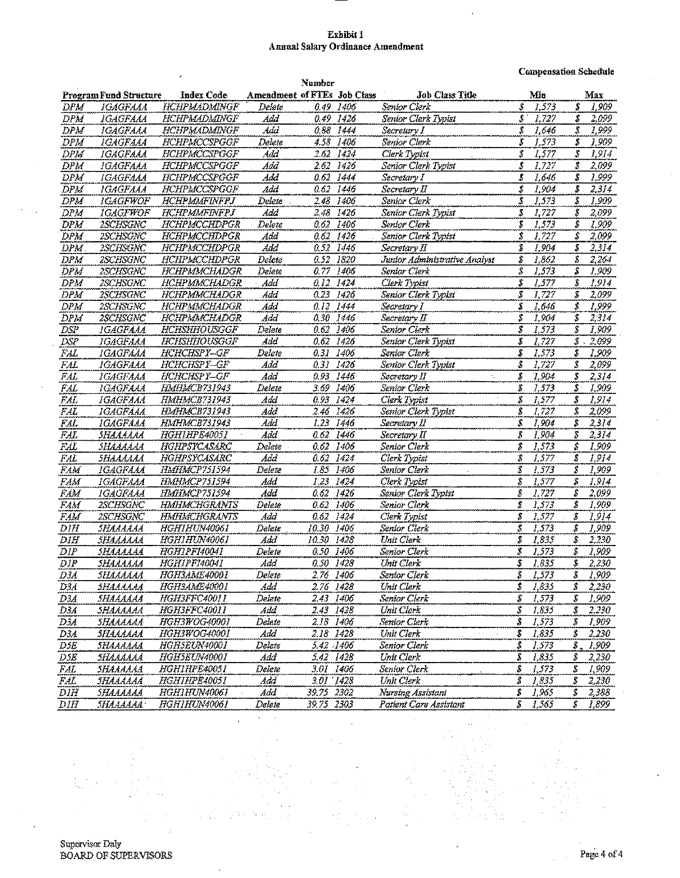**Exhibit 1**
**Annual Salary Ordinance Amendment**

**Compensation Schedule**

| Program | Fund Structure | Index Code | Amendment | Number of FTEs | Job Class | Job Class Title | Min | Max |
|---|---|---|---|---|---|---|---|---|
| DPM | 1GAGFAAA | HCHPMADMINGF | Delete | 0.49 | 1406 | Senior Clerk | $ 1,573 | $ 1,909 |
| DPM | 1GAGFAAA | HCHPMADMINGF | Add | 0.49 | 1426 | Senior Clerk Typist | $ 1,727 | $ 2,099 |
| DPM | 1GAGFAAA | HCHPMADMINGF | Add | 0.88 | 1444 | Secretary I | $ 1,646 | $ 1,999 |
| DPM | 1GAGFAAA | HCHPMCCSPGGF | Delete | 4.58 | 1406 | Senior Clerk | $ 1,573 | $ 1,909 |
| DPM | 1GAGFAAA | HCHPMCCSPGGF | Add | 2.62 | 1424 | Clerk Typist | $ 1,577 | $ 1,914 |
| DPM | 1GAGFAAA | HCHPMCCSPGGF | Add | 2.62 | 1426 | Senior Clerk Typist | $ 1,727 | $ 2,099 |
| DPM | 1GAGFAAA | HCHPMCCSPGGF | Add | 0.62 | 1444 | Secretary I | $ 1,646 | $ 1,999 |
| DPM | 1GAGFAAA | HCHPMCCSPGGF | Add | 0.62 | 1446 | Secretary II | $ 1,904 | $ 2,314 |
| DPM | 1GAGFWOF | HCHPMMFINFPJ | Delete | 2.48 | 1406 | Senior Clerk | $ 1,573 | $ 1,909 |
| DPM | 1GAGFWOF | HCHPMMFINFPJ | Add | 2.48 | 1426 | Senior Clerk Typist | $ 1,727 | $ 2,099 |
| DPM | 2SCHSGNC | HCHPMCCHDPGR | Delete | 0.62 | 1406 | Senior Clerk | $ 1,573 | $ 1,909 |
| DPM | 2SCHSGNC | HCHPMCCHDPGR | Add | 0.62 | 1426 | Senior Clerk Typist | $ 1,727 | $ 2,099 |
| DPM | 2SCHSGNC | HCHPMCCHDPGR | Add | 0.52 | 1446 | Secretary II | $ 1,904 | $ 2,314 |
| DPM | 2SCHSGNC | HCHPMCCHDPGR | Delete | 0.52 | 1820 | Junior Administrative Analyst | $ 1,862 | $ 2,264 |
| DPM | 2SCHSGNC | HCHPMMCHADGR | Delete | 0.77 | 1406 | Senior Clerk | $ 1,573 | $ 1,909 |
| DPM | 2SCHSGNC | HCHPMMCHADGR | Add | 0.12 | 1424 | Clerk Typist | $ 1,577 | $ 1,914 |
| DPM | 2SCHSGNC | HCHPMMCHADGR | Add | 0.23 | 1426 | Senior Clerk Typist | $ 1,727 | $ 2,099 |
| DPM | 2SCHSGNC | HCHPMMCHADGR | Add | 0.12 | 1444 | Secretary I | $ 1,646 | $ 1,999 |
| DPM | 2SCHSGNC | HCHPMMCHADGR | Add | 0.30 | 1446 | Secretary II | $ 1,904 | $ 2,314 |
| DSP | 1GAGFAAA | HCHSHHOUSGGF | Delete | 0.62 | 1406 | Senior Clerk | $ 1,573 | $ 1,909 |
| DSP | 1GAGFAAA | HCHSHHOUSGGF | Add | 0.62 | 1426 | Senior Clerk Typist | $ 1,727 | $ 2,099 |
| FAL | 1GAGFAAA | HCHCHSPY--GF | Delete | 0.31 | 1406 | Senior Clerk | $ 1,573 | $ 1,909 |
| FAL | 1GAGFAAA | HCHCHSPY--GF | Add | 0.31 | 1426 | Senior Clerk Typist | $ 1,727 | $ 2,099 |
| FAL | 1GAGFAAA | HCHCHSPY--GF | Add | 0.93 | 1446 | Secretary II | $ 1,904 | $ 2,314 |
| FAL | 1GAGFAAA | HMHMCB731943 | Delete | 3.69 | 1406 | Senior Clerk | $ 1,573 | $ 1,909 |
| FAL | 1GAGFAAA | HMHMCB731943 | Add | 0.93 | 1424 | Clerk Typist | $ 1,577 | $ 1,914 |
| FAL | 1GAGFAAA | HMHMCB731943 | Add | 2.46 | 1426 | Senior Clerk Typist | $ 1,727 | $ 2,099 |
| FAL | 1GAGFAAA | HMHMCB731943 | Add | 1.23 | 1446 | Secretary II | $ 1,904 | $ 2,314 |
| FAL | 5HAAAAAA | HGH1HPE40051 | Add | 0.62 | 1446 | Secretary II | $ 1,904 | $ 2,314 |
| FAL | 5HAAAAAA | HGHPSYCASARC | Delete | 0.62 | 1406 | Senior Clerk | $ 1,573 | $ 1,909 |
| FAL | 5HAAAAAA | HGHPSYCASARC | Add | 0.62 | 1424 | Clerk Typist | $ 1,577 | $ 1,914 |
| FAM | 1GAGFAAA | HMHMCP751594 | Delete | 1.85 | 1406 | Senior Clerk | $ 1,573 | $ 1,909 |
| FAM | 1GAGFAAA | HMHMCP751594 | Add | 1.23 | 1424 | Clerk Typist | $ 1,577 | $ 1,914 |
| FAM | 1GAGFAAA | HMHMCP751594 | Add | 0.62 | 1426 | Senior Clerk Typist | $ 1,727 | $ 2,099 |
| FAM | 2SCHSGNC | HMHMCHGRANTS | Delete | 0.62 | 1406 | Senior Clerk | $ 1,573 | $ 1,909 |
| FAM | 2SCHSGNC | HMHMCHGRANTS | Add | 0.62 | 1424 | Clerk Typist | $ 1,577 | $ 1,914 |
| D1H | 5HAAAAAA | HGH1HUN40061 | Delete | 10.30 | 1406 | Senior Clerk | $ 1,573 | $ 1,909 |
| D1H | 5HAAAAAA | HGH1HUN40061 | Add | 10.30 | 1428 | Unit Clerk | $ 1,835 | $ 2,230 |
| D1P | 5HAAAAAA | HGH1PFI40041 | Delete | 0.50 | 1406 | Senior Clerk | $ 1,573 | $ 1,909 |
| D1P | 5HAAAAAA | HGH1PFI40041 | Add | 0.50 | 1428 | Unit Clerk | $ 1,835 | $ 2,230 |
| D3A | 5HAAAAAA | HGH3AME40001 | Delete | 2.76 | 1406 | Senior Clerk | $ 1,573 | $ 1,909 |
| D3A | 5HAAAAAA | HGH3AME40001 | Add | 2.76 | 1428 | Unit Clerk | $ 1,835 | $ 2,230 |
| D3A | 5HAAAAAA | HGH3FFC40011 | Delete | 2.43 | 1406 | Senior Clerk | $ 1,573 | $ 1,909 |
| D3A | 5HAAAAAA | HGH3FFC40011 | Add | 2.43 | 1428 | Unit Clerk | $ 1,835 | $ 2,230 |
| D3A | 5HAAAAAA | HGH3WOG40001 | Delete | 2.18 | 1406 | Senior Clerk | $ 1,573 | $ 1,909 |
| D3A | 5HAAAAAA | HGH3WOG40001 | Add | 2.18 | 1428 | Unit Clerk | $ 1,835 | $ 2,230 |
| D5E | 5HAAAAAA | HGH5EUN40001 | Delete | 5.42 | 1406 | Senior Clerk | $ 1,573 | $ 1,909 |
| D5E | 5HAAAAAA | HGH5EUN40001 | Add | 5.42 | 1428 | Unit Clerk | $ 1,835 | $ 2,230 |
| FAL | 5HAAAAAA | HGH1HPE40051 | Delete | 3.01 | 1406 | Senior Clerk | $ 1,573 | $ 1,909 |
| FAL | 5HAAAAAA | HGH1HPE40051 | Add | 3.01 | 1428 | Unit Clerk | $ 1,835 | $ 2,230 |
| D1H | 5HAAAAAA | HGH1HUN40061 | Add | 39.75 | 2302 | Nursing Assistant | $ 1,965 | $ 2,388 |
| D1H | 5HAAAAAA | HGH1HUN40061 | Delete | 39.75 | 2303 | Patient Care Assistant | $ 1,565 | $ 1,899 |

Supervisor Daly
BOARD OF SUPERVISORS